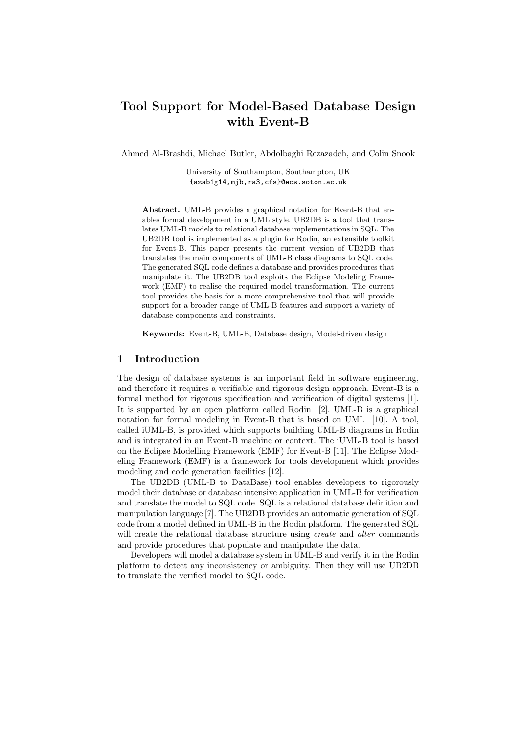# Tool Support for Model-Based Database Design with Event-B

Ahmed Al-Brashdi, Michael Butler, Abdolbaghi Rezazadeh, and Colin Snook

University of Southampton, Southampton, UK
{azab1g14,mjb,ra3,cfs}@ecs.soton.ac.uk

**Abstract.** UML-B provides a graphical notation for Event-B that enables formal development in a UML style. UB2DB is a tool that translates UML-B models to relational database implementations in SQL. The UB2DB tool is implemented as a plugin for Rodin, an extensible toolkit for Event-B. This paper presents the current version of UB2DB that translates the main components of UML-B class diagrams to SQL code. The generated SQL code defines a database and provides procedures that manipulate it. The UB2DB tool exploits the Eclipse Modeling Framework (EMF) to realise the required model transformation. The current tool provides the basis for a more comprehensive tool that will provide support for a broader range of UML-B features and support a variety of database components and constraints.

**Keywords:** Event-B, UML-B, Database design, Model-driven design

## 1 Introduction

The design of database systems is an important field in software engineering, and therefore it requires a verifiable and rigorous design approach. Event-B is a formal method for rigorous specification and verification of digital systems [1]. It is supported by an open platform called Rodin [2]. UML-B is a graphical notation for formal modeling in Event-B that is based on UML [10]. A tool, called iUML-B, is provided which supports building UML-B diagrams in Rodin and is integrated in an Event-B machine or context. The iUML-B tool is based on the Eclipse Modelling Framework (EMF) for Event-B [11]. The Eclipse Modeling Framework (EMF) is a framework for tools development which provides modeling and code generation facilities [12].

The UB2DB (UML-B to DataBase) tool enables developers to rigorously model their database or database intensive application in UML-B for verification and translate the model to SQL code. SQL is a relational database definition and manipulation language [7]. The UB2DB provides an automatic generation of SQL code from a model defined in UML-B in the Rodin platform. The generated SQL will create the relational database structure using *create* and *alter* commands and provide procedures that populate and manipulate the data.

Developers will model a database system in UML-B and verify it in the Rodin platform to detect any inconsistency or ambiguity. Then they will use UB2DB to translate the verified model to SQL code.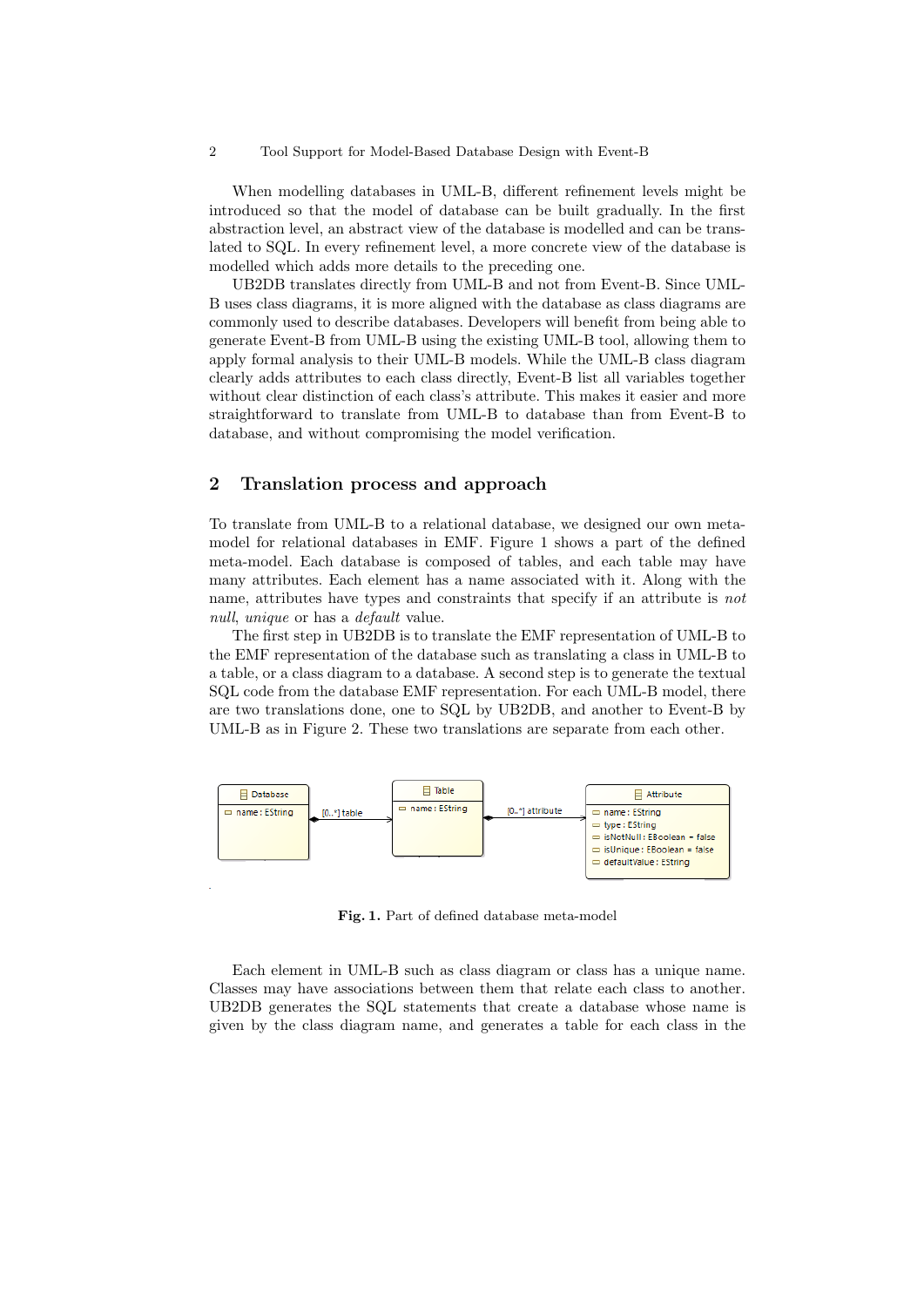When modelling databases in UML-B, different refinement levels might be introduced so that the model of database can be built gradually. In the first abstraction level, an abstract view of the database is modelled and can be translated to SQL. In every refinement level, a more concrete view of the database is modelled which adds more details to the preceding one.

UB2DB translates directly from UML-B and not from Event-B. Since UML-B uses class diagrams, it is more aligned with the database as class diagrams are commonly used to describe databases. Developers will benefit from being able to generate Event-B from UML-B using the existing UML-B tool, allowing them to apply formal analysis to their UML-B models. While the UML-B class diagram clearly adds attributes to each class directly, Event-B list all variables together without clear distinction of each class's attribute. This makes it easier and more straightforward to translate from UML-B to database than from Event-B to database, and without compromising the model verification.

## 2 Translation process and approach

To translate from UML-B to a relational database, we designed our own meta-model for relational databases in EMF. Figure 1 shows a part of the defined meta-model. Each database is composed of tables, and each table may have many attributes. Each element has a name associated with it. Along with the name, attributes have types and constraints that specify if an attribute is *not null*, *unique* or has a *default* value.

The first step in UB2DB is to translate the EMF representation of UML-B to the EMF representation of the database such as translating a class in UML-B to a table, or a class diagram to a database. A second step is to generate the textual SQL code from the database EMF representation. For each UML-B model, there are two translations done, one to SQL by UB2DB, and another to Event-B by UML-B as in Figure 2. These two translations are separate from each other.

**Fig. 1.** Part of defined database meta-model

Each element in UML-B such as class diagram or class has a unique name. Classes may have associations between them that relate each class to another. UB2DB generates the SQL statements that create a database whose name is given by the class diagram name, and generates a table for each class in the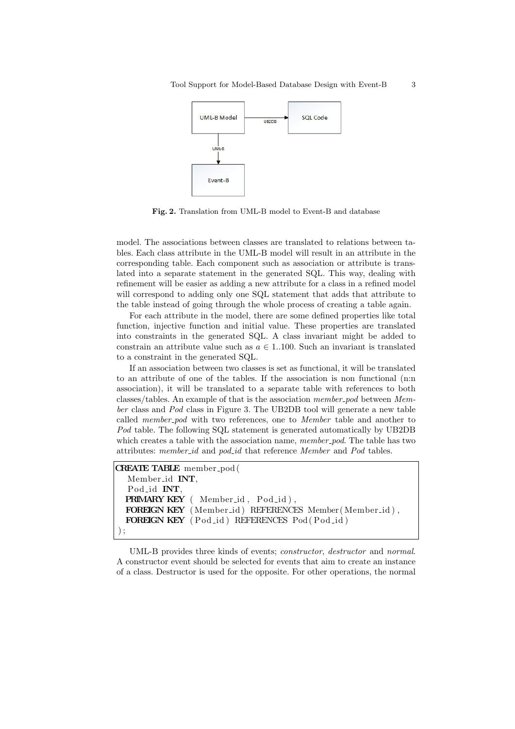Fig. 2. Translation from UML-B model to Event-B and database

model. The associations between classes are translated to relations between tables. Each class attribute in the UML-B model will result in an attribute in the corresponding table. Each component such as association or attribute is translated into a separate statement in the generated SQL. This way, dealing with refinement will be easier as adding a new attribute for a class in a refined model will correspond to adding only one SQL statement that adds that attribute to the table instead of going through the whole process of creating a table again.

For each attribute in the model, there are some defined properties like total function, injective function and initial value. These properties are translated into constraints in the generated SQL. A class invariant might be added to constrain an attribute value such as $a \in 1..100$. Such an invariant is translated to a constraint in the generated SQL.

If an association between two classes is set as functional, it will be translated to an attribute of one of the tables. If the association is non functional (n:n association), it will be translated to a separate table with references to both classes/tables. An example of that is the association *member_pod* between *Member* class and *Pod* class in Figure 3. The UB2DB tool will generate a new table called *member_pod* with two references, one to *Member* table and another to *Pod* table. The following SQL statement is generated automatically by UB2DB which creates a table with the association name, *member_pod*. The table has two attributes: *member_id* and *pod_id* that reference *Member* and *Pod* tables.

```
CREATE TABLE member_pod(
   Member_id INT,
   Pod_id INT,
   PRIMARY KEY ( Member_id , Pod_id ),
   FOREIGN KEY (Member_id) REFERENCES Member(Member_id),
   FOREIGN KEY (Pod_id) REFERENCES Pod(Pod_id)
);
```

UML-B provides three kinds of events; *constructor*, *destructor* and *normal*. A constructor event should be selected for events that aim to create an instance of a class. Destructor is used for the opposite. For other operations, the normal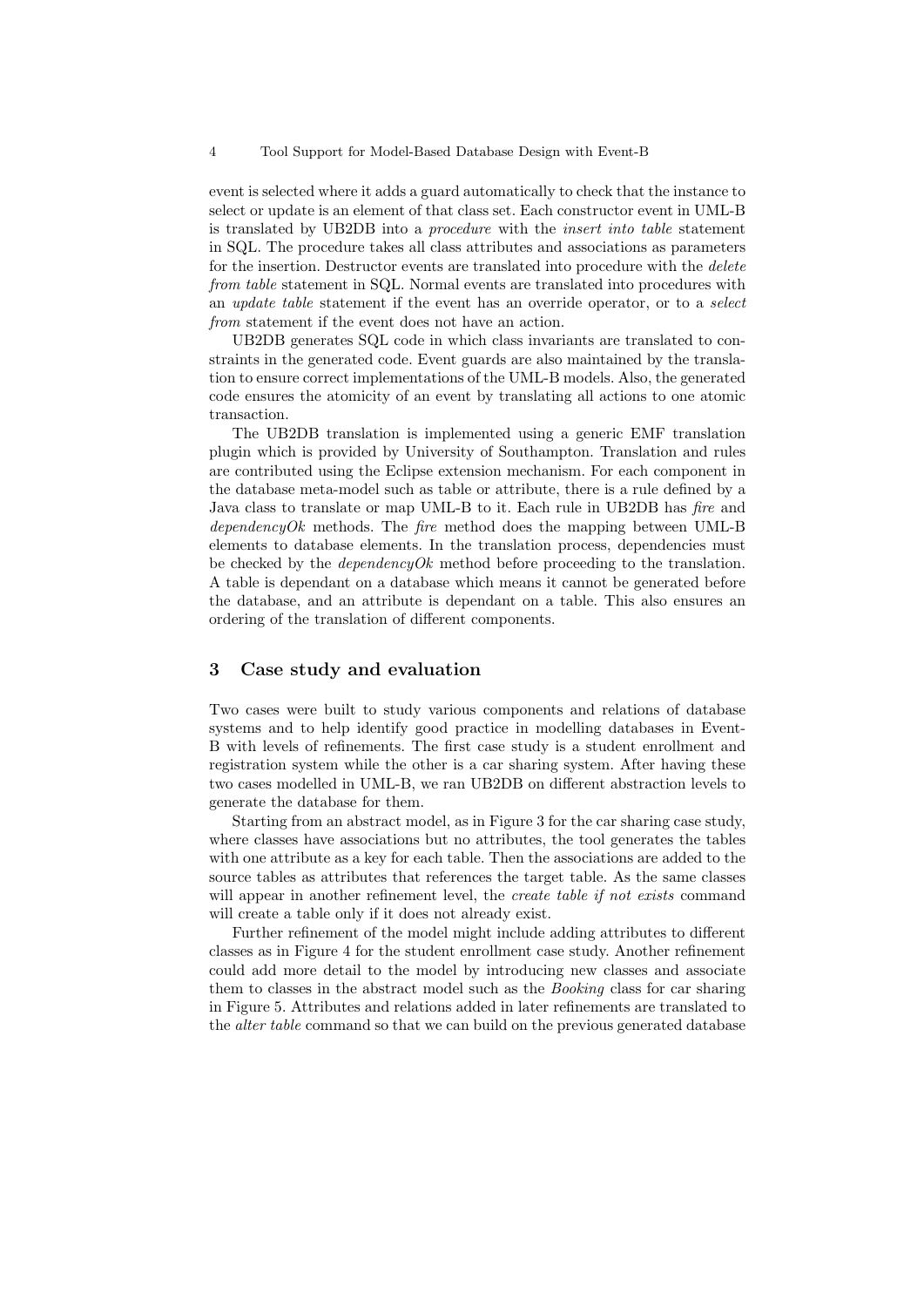event is selected where it adds a guard automatically to check that the instance to select or update is an element of that class set. Each constructor event in UML-B is translated by UB2DB into a *procedure* with the *insert into table* statement in SQL. The procedure takes all class attributes and associations as parameters for the insertion. Destructor events are translated into procedure with the *delete from table* statement in SQL. Normal events are translated into procedures with an *update table* statement if the event has an override operator, or to a *select from* statement if the event does not have an action.

UB2DB generates SQL code in which class invariants are translated to constraints in the generated code. Event guards are also maintained by the translation to ensure correct implementations of the UML-B models. Also, the generated code ensures the atomicity of an event by translating all actions to one atomic transaction.

The UB2DB translation is implemented using a generic EMF translation plugin which is provided by University of Southampton. Translation and rules are contributed using the Eclipse extension mechanism. For each component in the database meta-model such as table or attribute, there is a rule defined by a Java class to translate or map UML-B to it. Each rule in UB2DB has *fire* and *dependencyOk* methods. The *fire* method does the mapping between UML-B elements to database elements. In the translation process, dependencies must be checked by the *dependencyOk* method before proceeding to the translation. A table is dependant on a database which means it cannot be generated before the database, and an attribute is dependant on a table. This also ensures an ordering of the translation of different components.

## 3 Case study and evaluation

Two cases were built to study various components and relations of database systems and to help identify good practice in modelling databases in Event-B with levels of refinements. The first case study is a student enrollment and registration system while the other is a car sharing system. After having these two cases modelled in UML-B, we ran UB2DB on different abstraction levels to generate the database for them.

Starting from an abstract model, as in Figure 3 for the car sharing case study, where classes have associations but no attributes, the tool generates the tables with one attribute as a key for each table. Then the associations are added to the source tables as attributes that references the target table. As the same classes will appear in another refinement level, the *create table if not exists* command will create a table only if it does not already exist.

Further refinement of the model might include adding attributes to different classes as in Figure 4 for the student enrollment case study. Another refinement could add more detail to the model by introducing new classes and associate them to classes in the abstract model such as the *Booking* class for car sharing in Figure 5. Attributes and relations added in later refinements are translated to the *alter table* command so that we can build on the previous generated database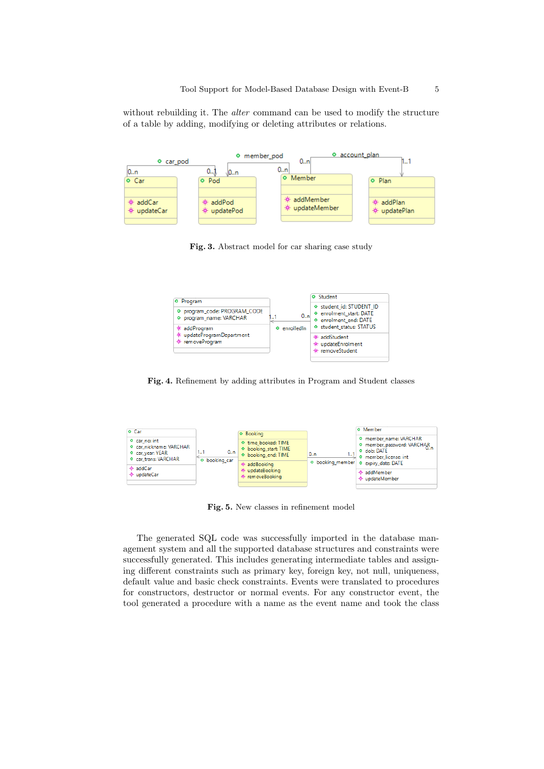without rebuilding it. The *alter* command can be used to modify the structure of a table by adding, modifying or deleting attributes or relations.

**Fig. 3.** Abstract model for car sharing case study

**Fig. 4.** Refinement by adding attributes in Program and Student classes

**Fig. 5.** New classes in refinement model

The generated SQL code was successfully imported in the database management system and all the supported database structures and constraints were successfully generated. This includes generating intermediate tables and assigning different constraints such as primary key, foreign key, not null, uniqueness, default value and basic check constraints. Events were translated to procedures for constructors, destructor or normal events. For any constructor event, the tool generated a procedure with a name as the event name and took the class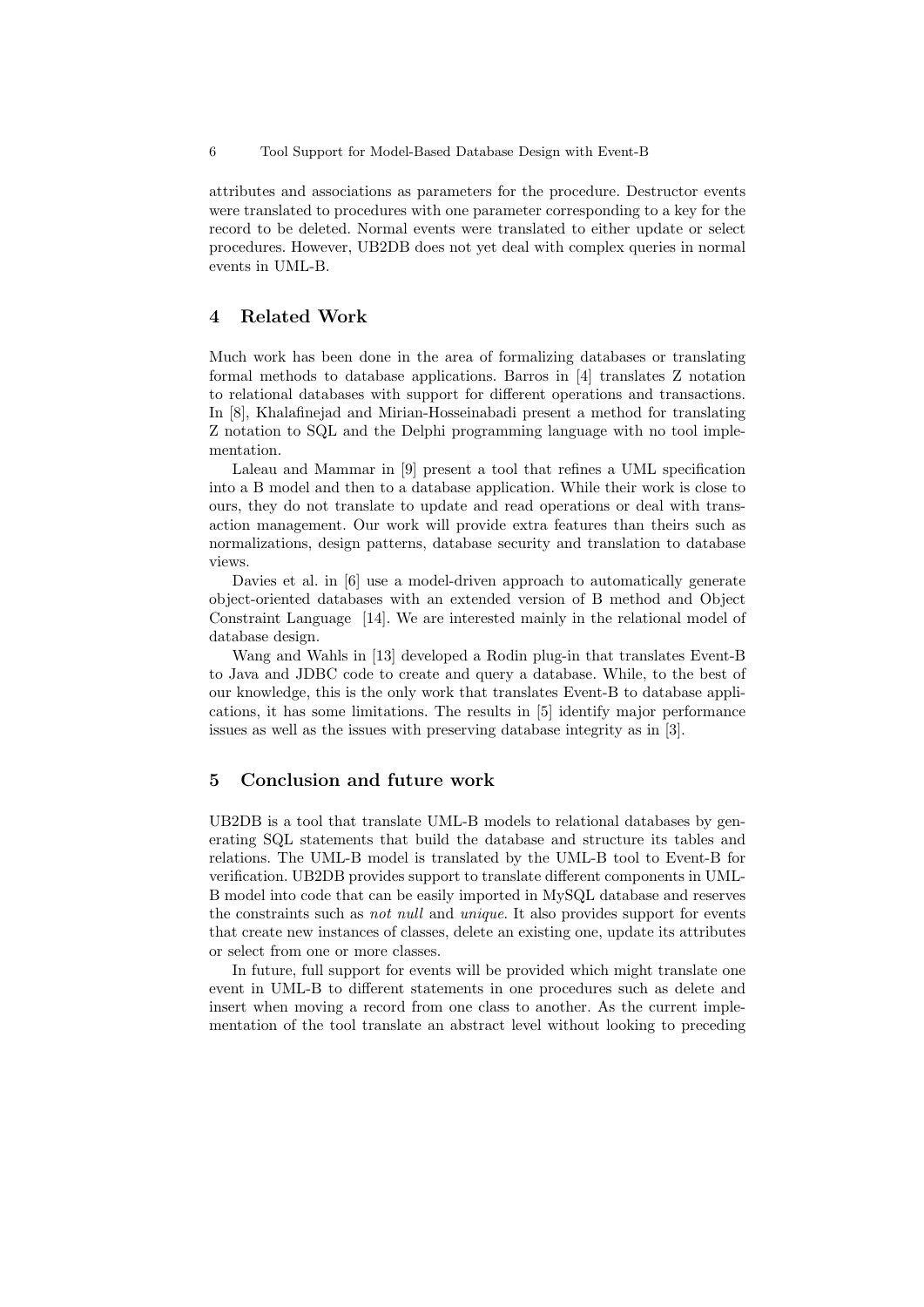attributes and associations as parameters for the procedure. Destructor events were translated to procedures with one parameter corresponding to a key for the record to be deleted. Normal events were translated to either update or select procedures. However, UB2DB does not yet deal with complex queries in normal events in UML-B.

## 4 Related Work

Much work has been done in the area of formalizing databases or translating formal methods to database applications. Barros in [4] translates Z notation to relational databases with support for different operations and transactions. In [8], Khalafinejad and Mirian-Hosseinabadi present a method for translating Z notation to SQL and the Delphi programming language with no tool implementation.

Laleau and Mammar in [9] present a tool that refines a UML specification into a B model and then to a database application. While their work is close to ours, they do not translate to update and read operations or deal with transaction management. Our work will provide extra features than theirs such as normalizations, design patterns, database security and translation to database views.

Davies et al. in [6] use a model-driven approach to automatically generate object-oriented databases with an extended version of B method and Object Constraint Language [14]. We are interested mainly in the relational model of database design.

Wang and Wahls in [13] developed a Rodin plug-in that translates Event-B to Java and JDBC code to create and query a database. While, to the best of our knowledge, this is the only work that translates Event-B to database applications, it has some limitations. The results in [5] identify major performance issues as well as the issues with preserving database integrity as in [3].

## 5 Conclusion and future work

UB2DB is a tool that translate UML-B models to relational databases by generating SQL statements that build the database and structure its tables and relations. The UML-B model is translated by the UML-B tool to Event-B for verification. UB2DB provides support to translate different components in UML-B model into code that can be easily imported in MySQL database and reserves the constraints such as *not null* and *unique*. It also provides support for events that create new instances of classes, delete an existing one, update its attributes or select from one or more classes.

In future, full support for events will be provided which might translate one event in UML-B to different statements in one procedures such as delete and insert when moving a record from one class to another. As the current implementation of the tool translate an abstract level without looking to preceding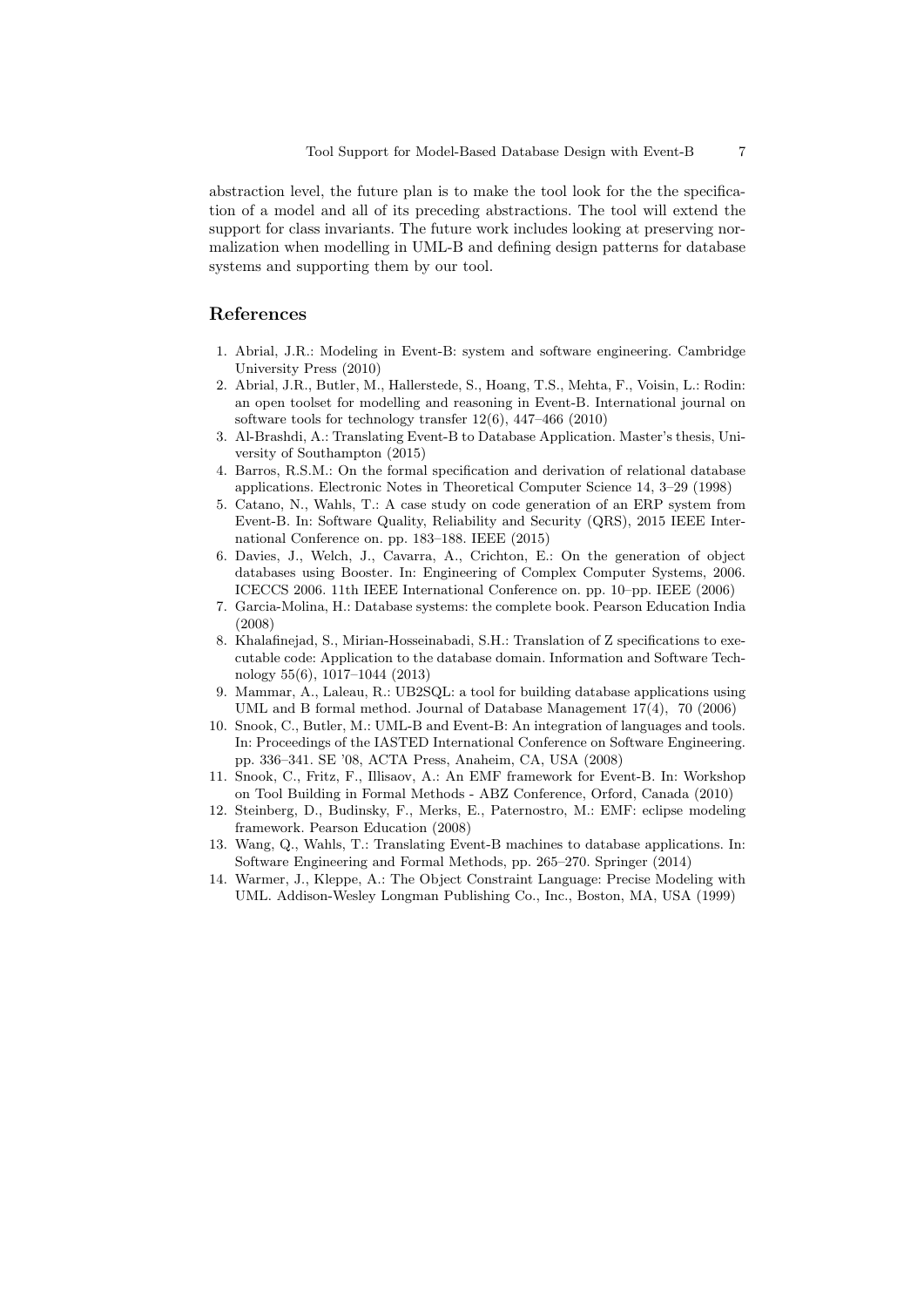abstraction level, the future plan is to make the tool look for the the specification of a model and all of its preceding abstractions. The tool will extend the support for class invariants. The future work includes looking at preserving normalization when modelling in UML-B and defining design patterns for database systems and supporting them by our tool.

## References

1. Abrial, J.R.: Modeling in Event-B: system and software engineering. Cambridge University Press (2010)
2. Abrial, J.R., Butler, M., Hallerstede, S., Hoang, T.S., Mehta, F., Voisin, L.: Rodin: an open toolset for modelling and reasoning in Event-B. International journal on software tools for technology transfer 12(6), 447–466 (2010)
3. Al-Brashdi, A.: Translating Event-B to Database Application. Master's thesis, University of Southampton (2015)
4. Barros, R.S.M.: On the formal specification and derivation of relational database applications. Electronic Notes in Theoretical Computer Science 14, 3–29 (1998)
5. Catano, N., Wahls, T.: A case study on code generation of an ERP system from Event-B. In: Software Quality, Reliability and Security (QRS), 2015 IEEE International Conference on. pp. 183–188. IEEE (2015)
6. Davies, J., Welch, J., Cavarra, A., Crichton, E.: On the generation of object databases using Booster. In: Engineering of Complex Computer Systems, 2006. ICECCS 2006. 11th IEEE International Conference on. pp. 10–pp. IEEE (2006)
7. Garcia-Molina, H.: Database systems: the complete book. Pearson Education India (2008)
8. Khalafinejad, S., Mirian-Hosseinabadi, S.H.: Translation of Z specifications to executable code: Application to the database domain. Information and Software Technology 55(6), 1017–1044 (2013)
9. Mammar, A., Laleau, R.: UB2SQL: a tool for building database applications using UML and B formal method. Journal of Database Management 17(4), 70 (2006)
10. Snook, C., Butler, M.: UML-B and Event-B: An integration of languages and tools. In: Proceedings of the IASTED International Conference on Software Engineering. pp. 336–341. SE '08, ACTA Press, Anaheim, CA, USA (2008)
11. Snook, C., Fritz, F., Illisaov, A.: An EMF framework for Event-B. In: Workshop on Tool Building in Formal Methods - ABZ Conference, Orford, Canada (2010)
12. Steinberg, D., Budinsky, F., Merks, E., Paternostro, M.: EMF: eclipse modeling framework. Pearson Education (2008)
13. Wang, Q., Wahls, T.: Translating Event-B machines to database applications. In: Software Engineering and Formal Methods, pp. 265–270. Springer (2014)
14. Warmer, J., Kleppe, A.: The Object Constraint Language: Precise Modeling with UML. Addison-Wesley Longman Publishing Co., Inc., Boston, MA, USA (1999)